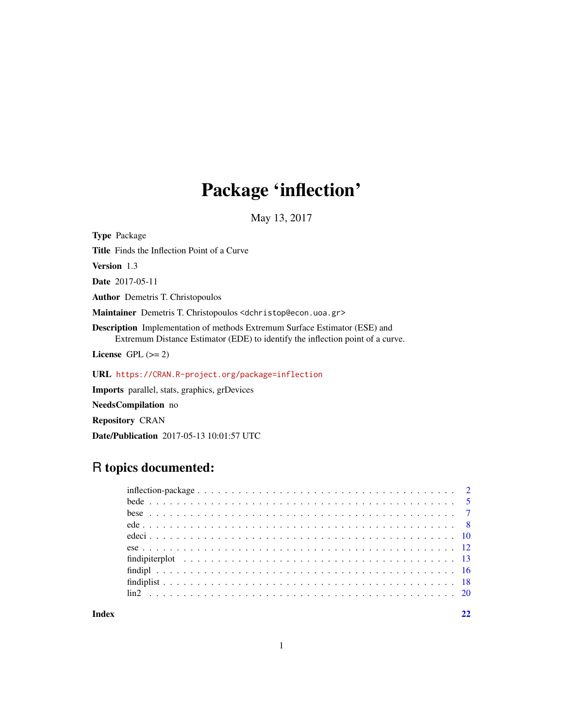# Package 'inflection'

May 13, 2017

**Type** Package

**Title** Finds the Inflection Point of a Curve

**Version** 1.3

**Date** 2017-05-11

**Author** Demetris T. Christopoulos

**Maintainer** Demetris T. Christopoulos <dchristop@econ.uoa.gr>

**Description** Implementation of methods Extremum Surface Estimator (ESE) and Extremum Distance Estimator (EDE) to identify the inflection point of a curve.

**License** GPL (>= 2)

**URL** https://CRAN.R-project.org/package=inflection

**Imports** parallel, stats, graphics, grDevices

**NeedsCompilation** no

**Repository** CRAN

**Date/Publication** 2017-05-13 10:01:57 UTC

## R topics documented:

- inflection-package . . . . . . . . . . . . . . . . . . . . . . . . . . . . . . . . . . . . . . . . 2
- bede . . . . . . . . . . . . . . . . . . . . . . . . . . . . . . . . . . . . . . . . . . . . . . . . 5
- bese . . . . . . . . . . . . . . . . . . . . . . . . . . . . . . . . . . . . . . . . . . . . . . . . 7
- ede . . . . . . . . . . . . . . . . . . . . . . . . . . . . . . . . . . . . . . . . . . . . . . . . . 8
- edeci . . . . . . . . . . . . . . . . . . . . . . . . . . . . . . . . . . . . . . . . . . . . . . . . 10
- ese . . . . . . . . . . . . . . . . . . . . . . . . . . . . . . . . . . . . . . . . . . . . . . . . . 12
- findipiterplot . . . . . . . . . . . . . . . . . . . . . . . . . . . . . . . . . . . . . . . . . . . 13
- findipl . . . . . . . . . . . . . . . . . . . . . . . . . . . . . . . . . . . . . . . . . . . . . . . 16
- findiplist . . . . . . . . . . . . . . . . . . . . . . . . . . . . . . . . . . . . . . . . . . . . . . 18
- lin2 . . . . . . . . . . . . . . . . . . . . . . . . . . . . . . . . . . . . . . . . . . . . . . . . . 20

**Index** 22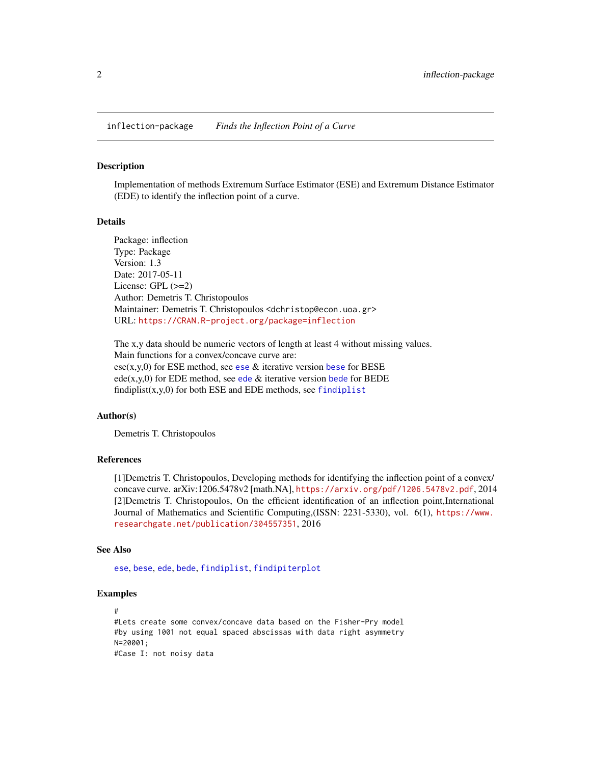inflection-package *Finds the Inflection Point of a Curve*

## Description

Implementation of methods Extremum Surface Estimator (ESE) and Extremum Distance Estimator (EDE) to identify the inflection point of a curve.

## Details

Package: inflection
Type: Package
Version: 1.3
Date: 2017-05-11
License: GPL (>=2)
Author: Demetris T. Christopoulos
Maintainer: Demetris T. Christopoulos <dchristop@econ.uoa.gr>
URL: https://CRAN.R-project.org/package=inflection

The x,y data should be numeric vectors of length at least 4 without missing values.
Main functions for a convex/concave curve are:
ese(x,y,0) for ESE method, see ese & iterative version bese for BESE
ede(x,y,0) for EDE method, see ede & iterative version bede for BEDE
findiplist(x,y,0) for both ESE and EDE methods, see findiplist

## Author(s)

Demetris T. Christopoulos

## References

[1]Demetris T. Christopoulos, Developing methods for identifying the inflection point of a convex/concave curve. arXiv:1206.5478v2 [math.NA], https://arxiv.org/pdf/1206.5478v2.pdf, 2014
[2]Demetris T. Christopoulos, On the efficient identification of an inflection point,International Journal of Mathematics and Scientific Computing,(ISSN: 2231-5330), vol. 6(1), https://www.researchgate.net/publication/304557351, 2016

## See Also

ese, bese, ede, bede, findiplist, findipiterplot

## Examples

```
#
#Lets create some convex/concave data based on the Fisher-Pry model
#by using 1001 not equal spaced abscissas with data right asymmetry
N=20001;
#Case I: not noisy data
```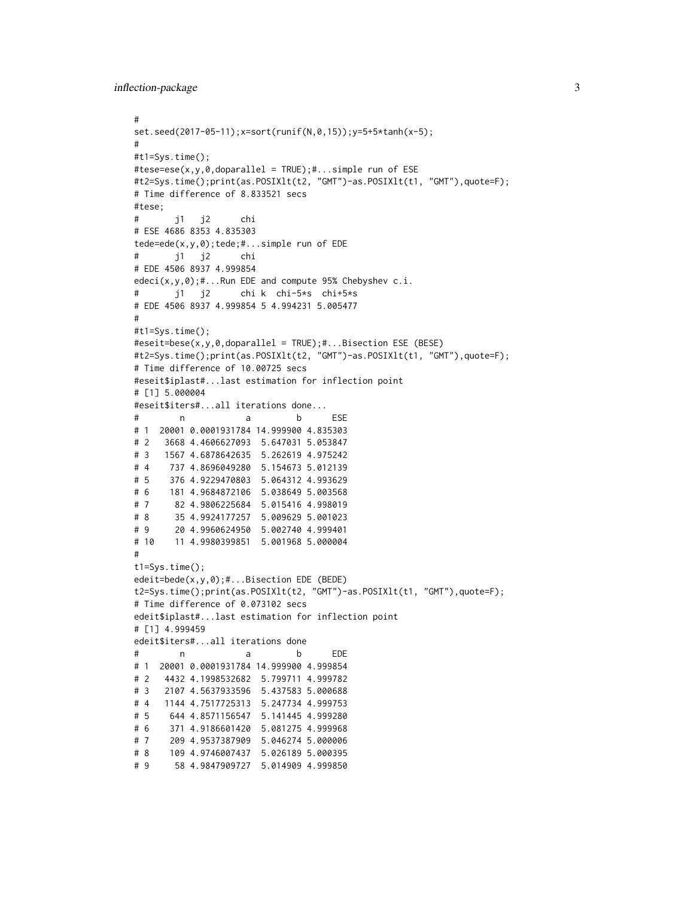```
#
set.seed(2017-05-11);x=sort(runif(N,0,15));y=5+5*tanh(x-5);
#
#t1=Sys.time();
#tese=ese(x,y,0,doparallel = TRUE);#...simple run of ESE
#t2=Sys.time();print(as.POSIXlt(t2, "GMT")-as.POSIXlt(t1, "GMT"),quote=F);
# Time difference of 8.833521 secs
#tese;
#       j1   j2      chi
# ESE 4686 8353 4.835303
tede=ede(x,y,0);tede;#...simple run of EDE
#       j1   j2      chi
# EDE 4506 8937 4.999854
edeci(x,y,0);#...Run EDE and compute 95% Chebyshev c.i.
#       j1   j2      chi k  chi-5*s  chi+5*s
# EDE 4506 8937 4.999854 5 4.994231 5.005477
#
#t1=Sys.time();
#eseit=bese(x,y,0,doparallel = TRUE);#...Bisection ESE (BESE)
#t2=Sys.time();print(as.POSIXlt(t2, "GMT")-as.POSIXlt(t1, "GMT"),quote=F);
# Time difference of 10.00725 secs
#eseit$iplast#...last estimation for inflection point
# [1] 5.000004
#eseit$iters#...all iterations done...
#        n            a         b      ESE
# 1  20001 0.0001931784 14.999900 4.835303
# 2   3668 4.4606627093  5.647031 5.053847
# 3   1567 4.6878642635  5.262619 4.975242
# 4    737 4.8696049280  5.154673 5.012139
# 5    376 4.9229470803  5.064312 4.993629
# 6    181 4.9684872106  5.038649 5.003568
# 7     82 4.9806225684  5.015416 4.998019
# 8     35 4.9924177257  5.009629 5.001023
# 9     20 4.9960624950  5.002740 4.999401
# 10    11 4.9980399851  5.001968 5.000004
#
t1=Sys.time();
edeit=bede(x,y,0);#...Bisection EDE (BEDE)
t2=Sys.time();print(as.POSIXlt(t2, "GMT")-as.POSIXlt(t1, "GMT"),quote=F);
# Time difference of 0.073102 secs
edeit$iplast#...last estimation for inflection point
# [1] 4.999459
edeit$iters#...all iterations done
#        n            a         b      EDE
# 1  20001 0.0001931784 14.999900 4.999854
# 2   4432 4.1998532682  5.799711 4.999782
# 3   2107 4.5637933596  5.437583 5.000688
# 4   1144 4.7517725313  5.247734 4.999753
# 5    644 4.8571156547  5.141445 4.999280
# 6    371 4.9186601420  5.081275 4.999968
# 7    209 4.9537387909  5.046274 5.000006
# 8    109 4.9746007437  5.026189 5.000395
# 9     58 4.9847909727  5.014909 4.999850
```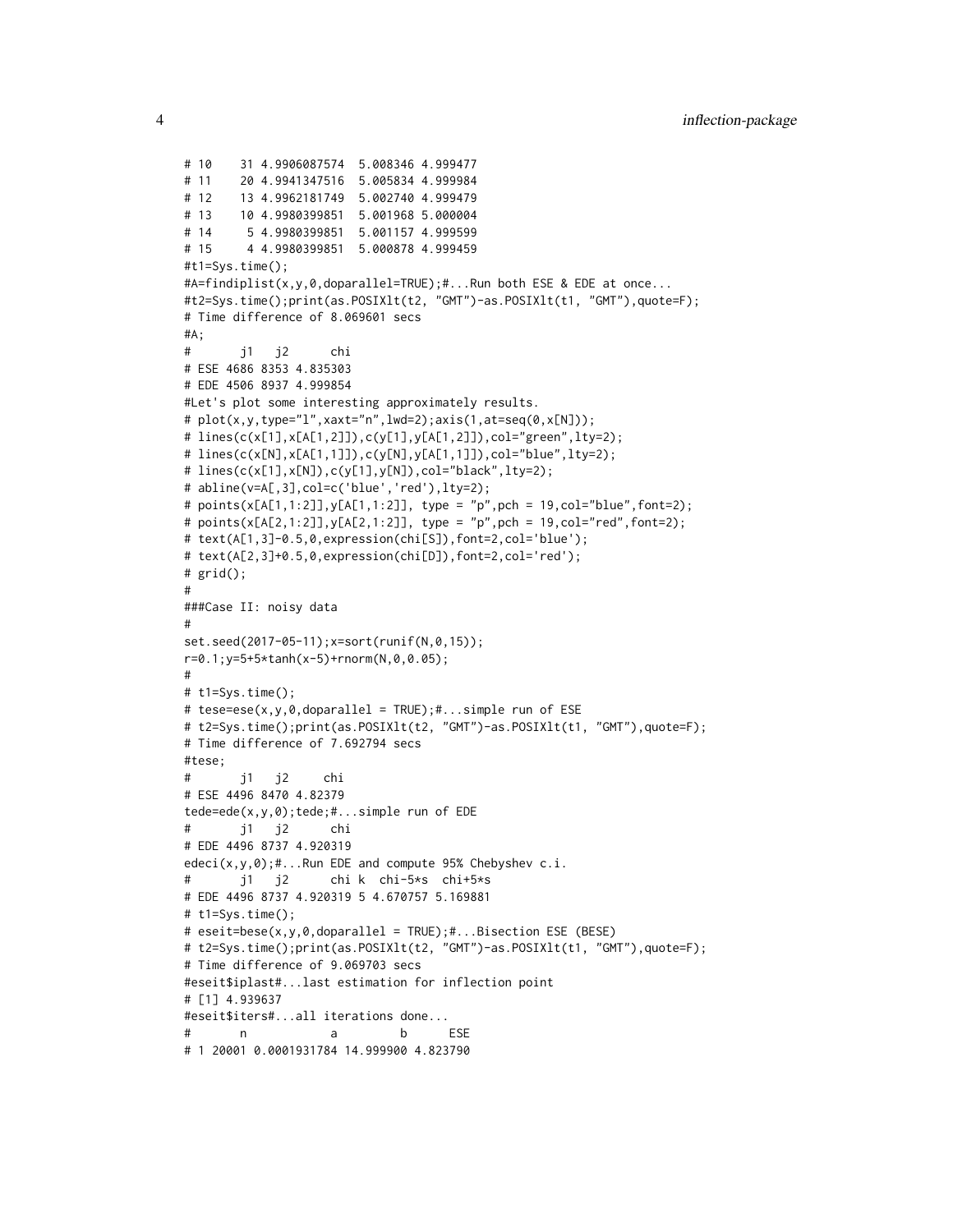```
# 10    31 4.9906087574  5.008346 4.999477
# 11    20 4.9941347516  5.005834 4.999984
# 12    13 4.9962181749  5.002740 4.999479
# 13    10 4.9980399851  5.001968 5.000004
# 14     5 4.9980399851  5.001157 4.999599
# 15     4 4.9980399851  5.000878 4.999459
#t1=Sys.time();
#A=findiplist(x,y,0,doparallel=TRUE);#...Run both ESE & EDE at once...
#t2=Sys.time();print(as.POSIXlt(t2, "GMT")-as.POSIXlt(t1, "GMT"),quote=F);
# Time difference of 8.069601 secs
#A;
#       j1   j2      chi
# ESE 4686 8353 4.835303
# EDE 4506 8937 4.999854
#Let's plot some interesting approximately results.
# plot(x,y,type="l",xaxt="n",lwd=2);axis(1,at=seq(0,x[N]));
# lines(c(x[1],x[A[1,2]]),c(y[1],y[A[1,2]]),col="green",lty=2);
# lines(c(x[N],x[A[1,1]]),c(y[N],y[A[1,1]]),col="blue",lty=2);
# lines(c(x[1],x[N]),c(y[1],y[N]),col="black",lty=2);
# abline(v=A[,3],col=c('blue','red'),lty=2);
# points(x[A[1,1:2]],y[A[1,1:2]], type = "p",pch = 19,col="blue",font=2);
# points(x[A[2,1:2]],y[A[2,1:2]], type = "p",pch = 19,col="red",font=2);
# text(A[1,3]-0.5,0,expression(chi[S]),font=2,col='blue');
# text(A[2,3]+0.5,0,expression(chi[D]),font=2,col='red');
# grid();
#
###Case II: noisy data
#
set.seed(2017-05-11);x=sort(runif(N,0,15));
r=0.1;y=5+5*tanh(x-5)+rnorm(N,0,0.05);
#
# t1=Sys.time();
# tese=ese(x,y,0,doparallel = TRUE);#...simple run of ESE
# t2=Sys.time();print(as.POSIXlt(t2, "GMT")-as.POSIXlt(t1, "GMT"),quote=F);
# Time difference of 7.692794 secs
#tese;
#       j1   j2     chi
# ESE 4496 8470 4.82379
tede=ede(x,y,0);tede;#...simple run of EDE
#       j1   j2      chi
# EDE 4496 8737 4.920319
edeci(x,y,0);#...Run EDE and compute 95% Chebyshev c.i.
#       j1   j2      chi k  chi-5*s  chi+5*s
# EDE 4496 8737 4.920319 5 4.670757 5.169881
# t1=Sys.time();
# eseit=bese(x,y,0,doparallel = TRUE);#...Bisection ESE (BESE)
# t2=Sys.time();print(as.POSIXlt(t2, "GMT")-as.POSIXlt(t1, "GMT"),quote=F);
# Time difference of 9.069703 secs
#eseit$iplast#...last estimation for inflection point
# [1] 4.939637
#eseit$iters#...all iterations done...
#       n           a         b      ESE
# 1 20001 0.0001931784 14.999900 4.823790
```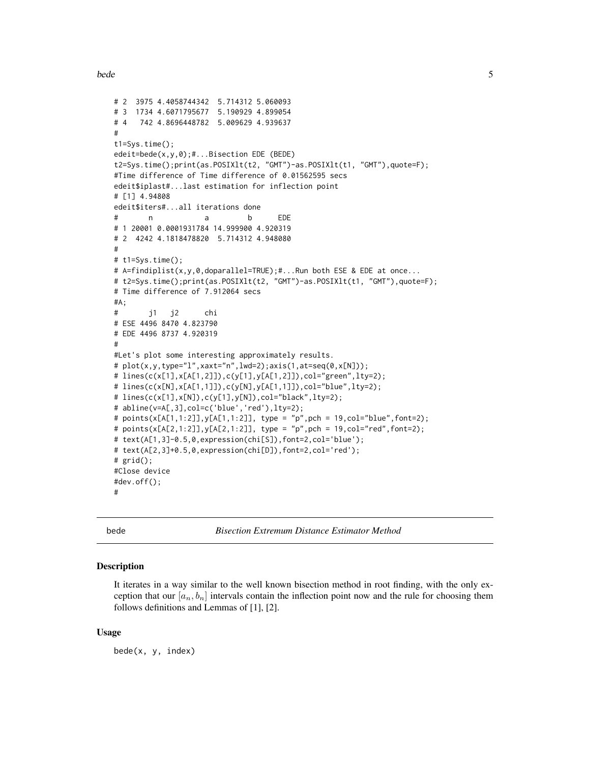```
# 2  3975 4.4058744342  5.714312 5.060093
# 3  1734 4.6071795677  5.190929 4.899054
# 4   742 4.8696448782  5.009629 4.939637
#
t1=Sys.time();
edeit=bede(x,y,0);#...Bisection EDE (BEDE)
t2=Sys.time();print(as.POSIXlt(t2, "GMT")-as.POSIXlt(t1, "GMT"),quote=F);
#Time difference of Time difference of 0.01562595 secs
edeit$iplast#...last estimation for inflection point
# [1] 4.94808
edeit$iters#...all iterations done
#       n            a         b      EDE
# 1 20001 0.0001931784 14.999900 4.920319
# 2  4242 4.1818478820  5.714312 4.948080
#
# t1=Sys.time();
# A=findiplist(x,y,0,doparallel=TRUE);#...Run both ESE & EDE at once...
# t2=Sys.time();print(as.POSIXlt(t2, "GMT")-as.POSIXlt(t1, "GMT"),quote=F);
# Time difference of 7.912064 secs
#A;
#       j1   j2      chi
# ESE 4496 8470 4.823790
# EDE 4496 8737 4.920319
#
#Let's plot some interesting approximately results.
# plot(x,y,type="l",xaxt="n",lwd=2);axis(1,at=seq(0,x[N]));
# lines(c(x[1],x[A[1,2]]),c(y[1],y[A[1,2]]),col="green",lty=2);
# lines(c(x[N],x[A[1,1]]),c(y[N],y[A[1,1]]),col="blue",lty=2);
# lines(c(x[1],x[N]),c(y[1],y[N]),col="black",lty=2);
# abline(v=A[,3],col=c('blue','red'),lty=2);
# points(x[A[1,1:2]],y[A[1,1:2]], type = "p",pch = 19,col="blue",font=2);
# points(x[A[2,1:2]],y[A[2,1:2]], type = "p",pch = 19,col="red",font=2);
# text(A[1,3]-0.5,0,expression(chi[S]),font=2,col='blue');
# text(A[2,3]+0.5,0,expression(chi[D]),font=2,col='red');
# grid();
#Close device
#dev.off();
#
```

## bede — *Bisection Extremum Distance Estimator Method*

### Description

It iterates in a way similar to the well known bisection method in root finding, with the only exception that our $[a_n, b_n]$ intervals contain the inflection point now and the rule for choosing them follows definitions and Lemmas of [1], [2].

### Usage

```
bede(x, y, index)
```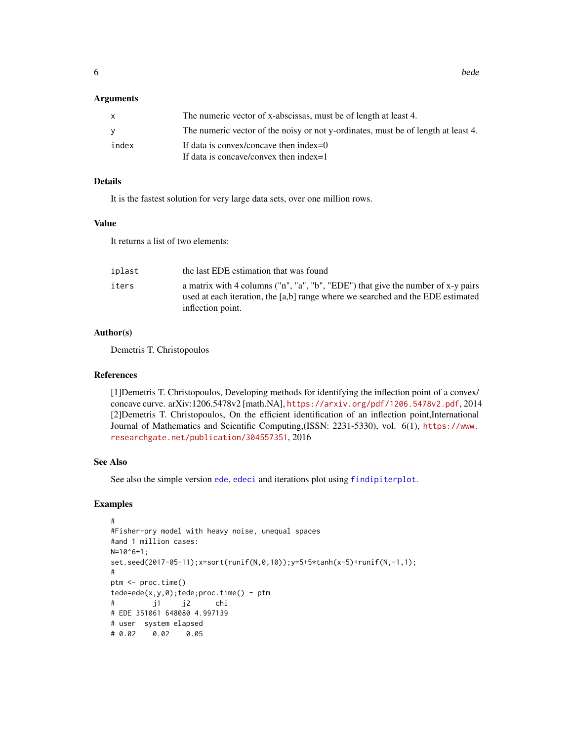### Arguments

| | |
|---|---|
| `x` | The numeric vector of x-abscissas, must be of length at least 4. |
| `y` | The numeric vector of the noisy or not y-ordinates, must be of length at least 4. |
| `index` | If data is convex/concave then index=0<br>If data is concave/convex then index=1 |

### Details

It is the fastest solution for very large data sets, over one million rows.

### Value

It returns a list of two elements:

| | |
|---|---|
| `iplast` | the last EDE estimation that was found |
| `iters` | a matrix with 4 columns ("n", "a", "b", "EDE") that give the number of x-y pairs used at each iteration, the [a,b] range where we searched and the EDE estimated inflection point. |

### Author(s)

Demetris T. Christopoulos

### References

[1]Demetris T. Christopoulos, Developing methods for identifying the inflection point of a convex/concave curve. arXiv:1206.5478v2 [math.NA], https://arxiv.org/pdf/1206.5478v2.pdf, 2014
[2]Demetris T. Christopoulos, On the efficient identification of an inflection point,International Journal of Mathematics and Scientific Computing,(ISSN: 2231-5330), vol. 6(1), https://www.researchgate.net/publication/304557351, 2016

### See Also

See also the simple version `ede`, `edeci` and iterations plot using `findipiterplot`.

### Examples

```
#
#Fisher-pry model with heavy noise, unequal spaces
#and 1 million cases:
N=10^6+1;
set.seed(2017-05-11);x=sort(runif(N,0,10));y=5+5*tanh(x-5)+runif(N,-1,1);
#
ptm <- proc.time()
tede=ede(x,y,0);tede;proc.time() - ptm
#         j1     j2      chi
# EDE 351061 648080 4.997139
# user  system elapsed
# 0.02    0.02    0.05
```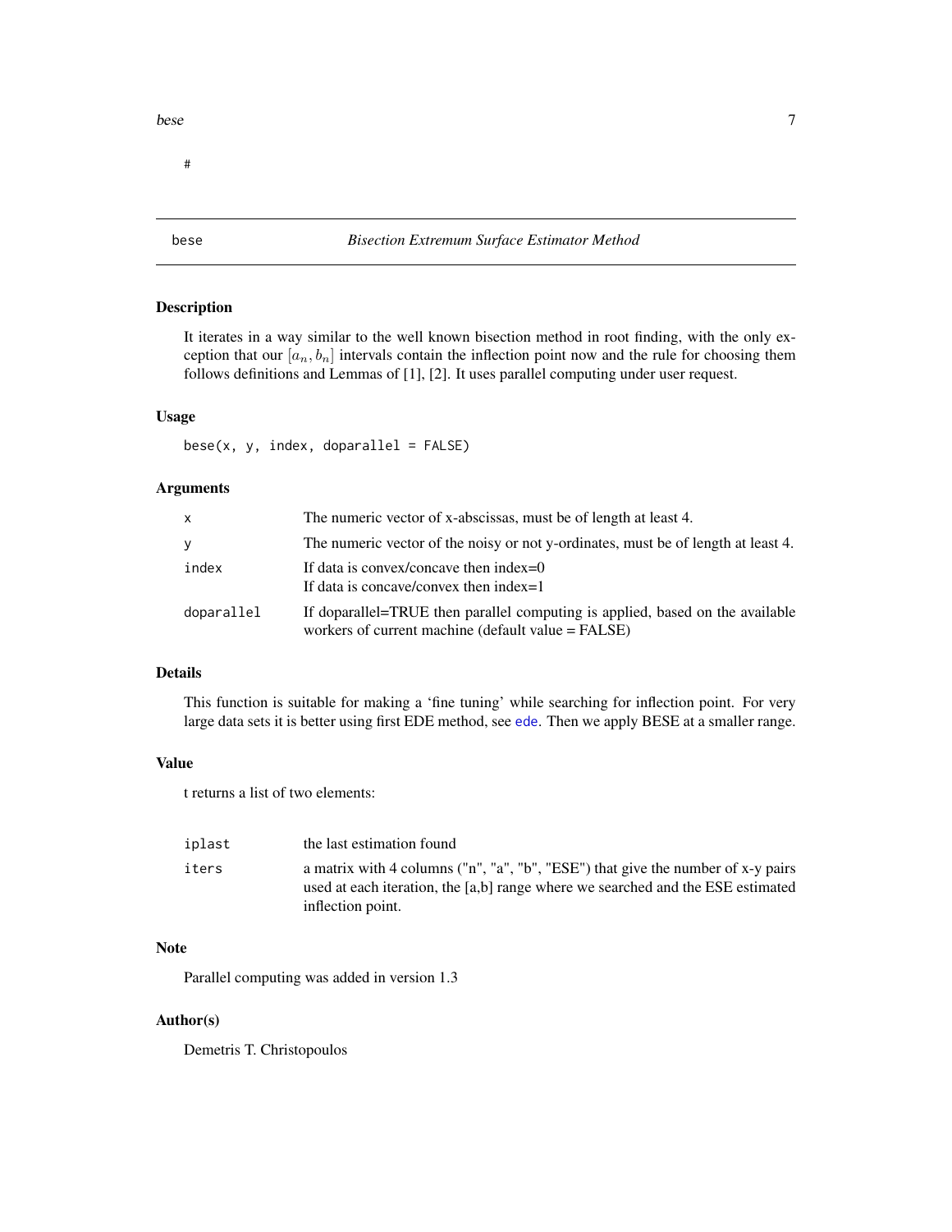#

## bese — *Bisection Extremum Surface Estimator Method*

### Description

It iterates in a way similar to the well known bisection method in root finding, with the only exception that our $[a_n, b_n]$ intervals contain the inflection point now and the rule for choosing them follows definitions and Lemmas of [1], [2]. It uses parallel computing under user request.

### Usage

```
bese(x, y, index, doparallel = FALSE)
```

### Arguments

| | |
|---|---|
| x | The numeric vector of x-abscissas, must be of length at least 4. |
| y | The numeric vector of the noisy or not y-ordinates, must be of length at least 4. |
| index | If data is convex/concave then index=0<br>If data is concave/convex then index=1 |
| doparallel | If doparallel=TRUE then parallel computing is applied, based on the available workers of current machine (default value = FALSE) |

### Details

This function is suitable for making a 'fine tuning' while searching for inflection point. For very large data sets it is better using first EDE method, see ede. Then we apply BESE at a smaller range.

### Value

t returns a list of two elements:

| | |
|---|---|
| iplast | the last estimation found |
| iters | a matrix with 4 columns ("n", "a", "b", "ESE") that give the number of x-y pairs used at each iteration, the [a,b] range where we searched and the ESE estimated inflection point. |

### Note

Parallel computing was added in version 1.3

### Author(s)

Demetris T. Christopoulos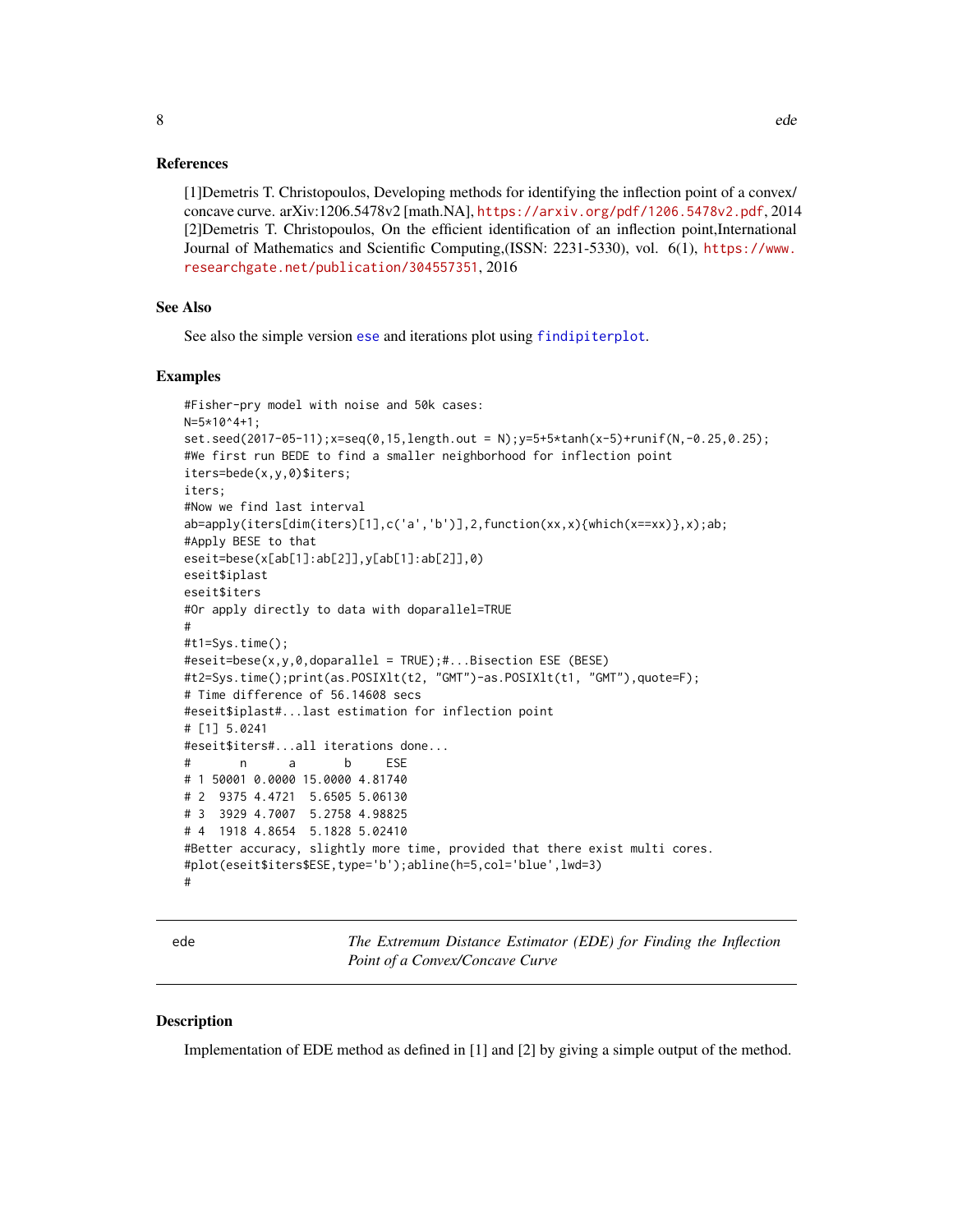### References

[1]Demetris T. Christopoulos, Developing methods for identifying the inflection point of a convex/concave curve. arXiv:1206.5478v2 [math.NA], https://arxiv.org/pdf/1206.5478v2.pdf, 2014
[2]Demetris T. Christopoulos, On the efficient identification of an inflection point,International Journal of Mathematics and Scientific Computing,(ISSN: 2231-5330), vol. 6(1), https://www.researchgate.net/publication/304557351, 2016

### See Also

See also the simple version ese and iterations plot using findipiterplot.

### Examples

```
#Fisher-pry model with noise and 50k cases:
N=5*10^4+1;
set.seed(2017-05-11);x=seq(0,15,length.out = N);y=5+5*tanh(x-5)+runif(N,-0.25,0.25);
#We first run BEDE to find a smaller neighborhood for inflection point
iters=bede(x,y,0)$iters;
iters;
#Now we find last interval
ab=apply(iters[dim(iters)[1],c('a','b')],2,function(xx,x){which(x==xx)},x);ab;
#Apply BESE to that
eseit=bese(x[ab[1]:ab[2]],y[ab[1]:ab[2]],0)
eseit$iplast
eseit$iters
#Or apply directly to data with doparallel=TRUE
#
#t1=Sys.time();
#eseit=bese(x,y,0,doparallel = TRUE);#...Bisection ESE (BESE)
#t2=Sys.time();print(as.POSIXlt(t2, "GMT")-as.POSIXlt(t1, "GMT"),quote=F);
# Time difference of 56.14608 secs
#eseit$iplast#...last estimation for inflection point
# [1] 5.0241
#eseit$iters#...all iterations done...
#       n      a       b     ESE
# 1 50001 0.0000 15.0000 4.81740
# 2  9375 4.4721  5.6505 5.06130
# 3  3929 4.7007  5.2758 4.98825
# 4  1918 4.8654  5.1828 5.02410
#Better accuracy, slightly more time, provided that there exist multi cores.
#plot(eseit$iters$ESE,type='b');abline(h=5,col='blue',lwd=3)
#
```

---

## ede — *The Extremum Distance Estimator (EDE) for Finding the Inflection Point of a Convex/Concave Curve*

### Description

Implementation of EDE method as defined in [1] and [2] by giving a simple output of the method.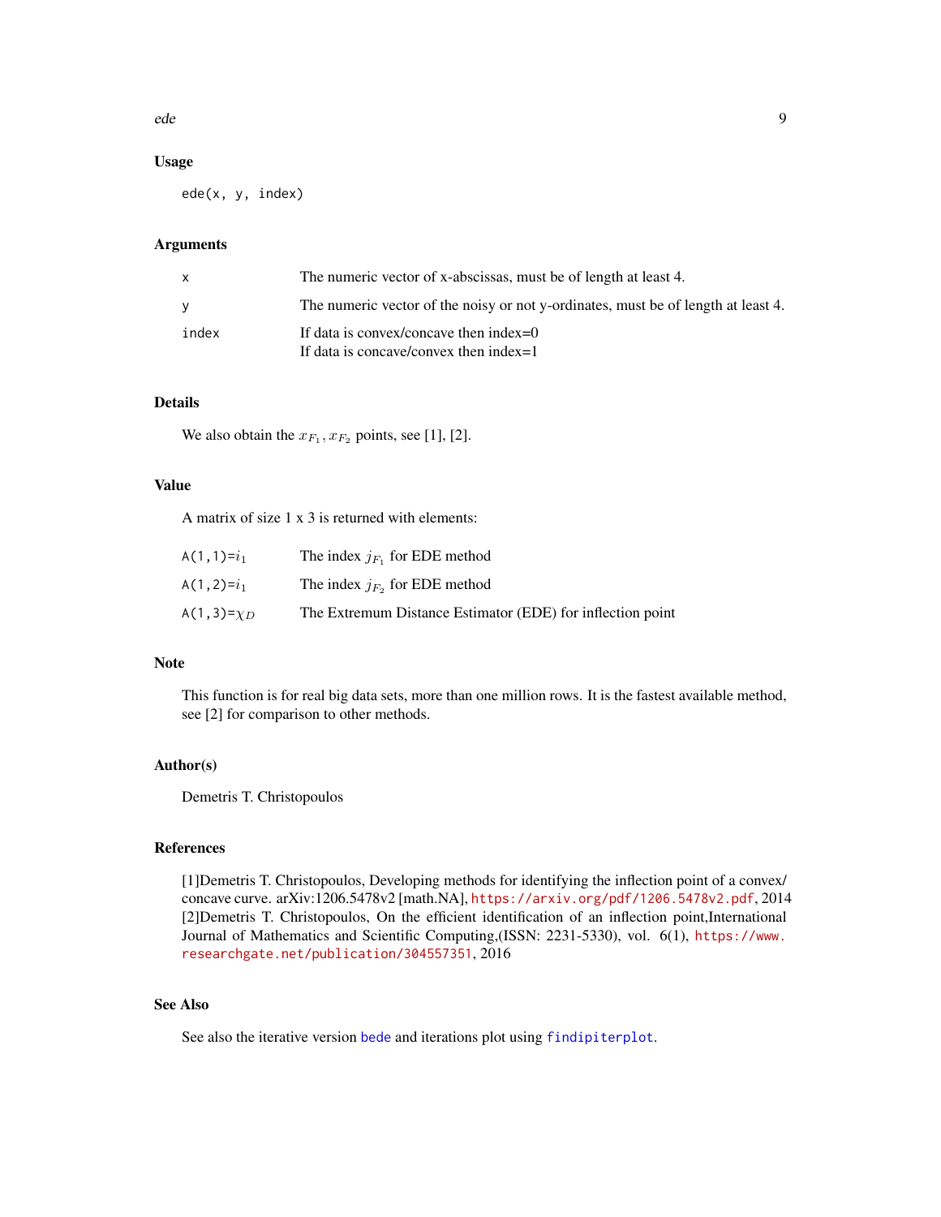### Usage

```
ede(x, y, index)
```

### Arguments

| | |
|---|---|
| x | The numeric vector of x-abscissas, must be of length at least 4. |
| y | The numeric vector of the noisy or not y-ordinates, must be of length at least 4. |
| index | If data is convex/concave then index=0<br>If data is concave/convex then index=1 |

### Details

We also obtain the $x_{F_1}, x_{F_2}$ points, see [1], [2].

### Value

A matrix of size 1 x 3 is returned with elements:

| | |
|---|---|
| A(1,1)=$i_1$ | The index $j_{F_1}$ for EDE method |
| A(1,2)=$i_1$ | The index $j_{F_2}$ for EDE method |
| A(1,3)=$\chi_D$ | The Extremum Distance Estimator (EDE) for inflection point |

### Note

This function is for real big data sets, more than one million rows. It is the fastest available method, see [2] for comparison to other methods.

### Author(s)

Demetris T. Christopoulos

### References

[1]Demetris T. Christopoulos, Developing methods for identifying the inflection point of a convex/concave curve. arXiv:1206.5478v2 [math.NA], https://arxiv.org/pdf/1206.5478v2.pdf, 2014
[2]Demetris T. Christopoulos, On the efficient identification of an inflection point,International Journal of Mathematics and Scientific Computing,(ISSN: 2231-5330), vol. 6(1), https://www.researchgate.net/publication/304557351, 2016

### See Also

See also the iterative version bede and iterations plot using findipiterplot.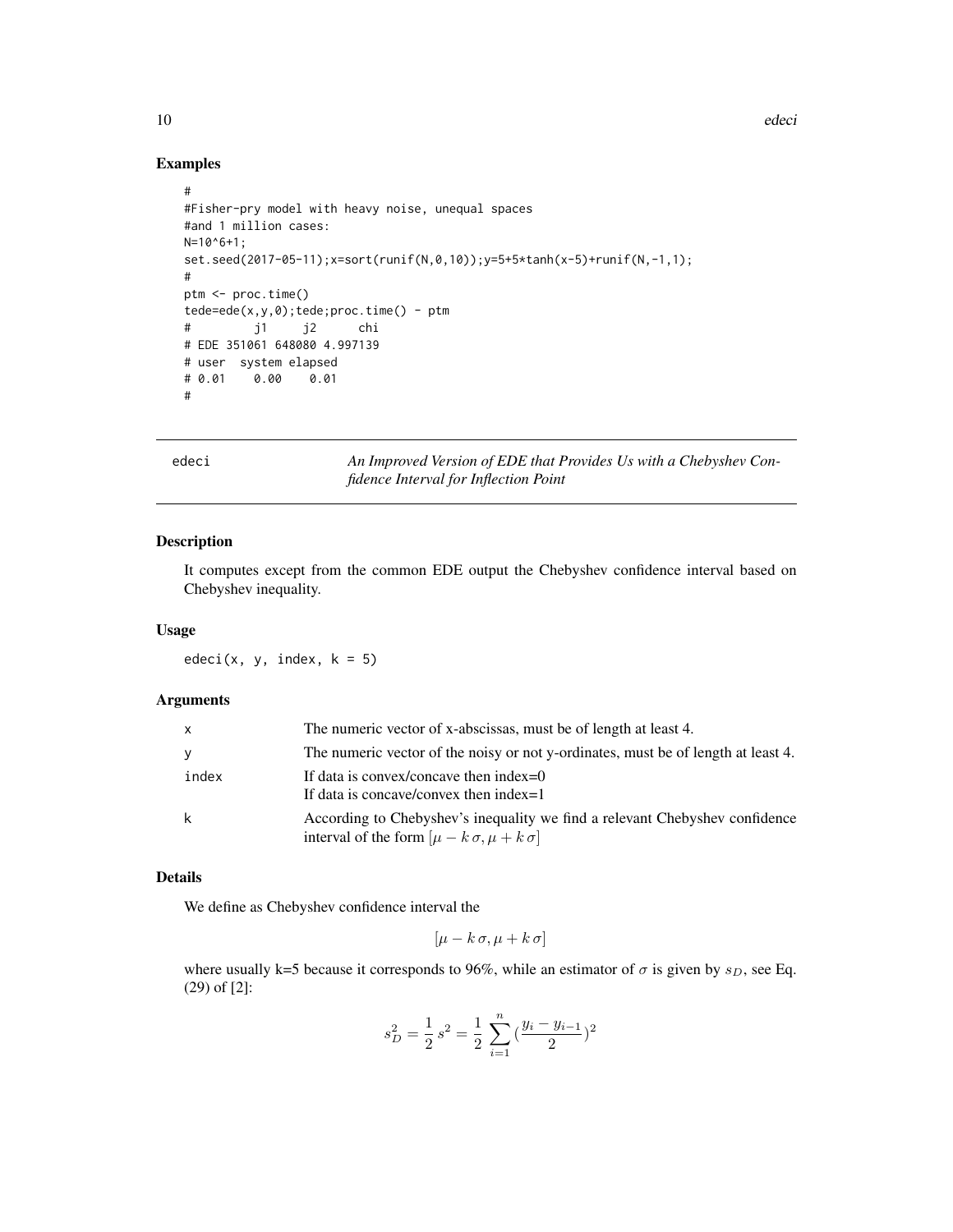### Examples

```
#
#Fisher-pry model with heavy noise, unequal spaces
#and 1 million cases:
N=10^6+1;
set.seed(2017-05-11);x=sort(runif(N,0,10));y=5+5*tanh(x-5)+runif(N,-1,1);
#
ptm <- proc.time()
tede=ede(x,y,0);tede;proc.time() - ptm
#         j1     j2      chi
# EDE 351061 648080 4.997139
# user  system elapsed
# 0.01    0.00    0.01
#
```

---

## edeci — *An Improved Version of EDE that Provides Us with a Chebyshev Confidence Interval for Inflection Point*

### Description

It computes except from the common EDE output the Chebyshev confidence interval based on Chebyshev inequality.

### Usage

```
edeci(x, y, index, k = 5)
```

### Arguments

| | |
|---|---|
| x | The numeric vector of x-abscissas, must be of length at least 4. |
| y | The numeric vector of the noisy or not y-ordinates, must be of length at least 4. |
| index | If data is convex/concave then index=0<br>If data is concave/convex then index=1 |
| k | According to Chebyshev's inequality we find a relevant Chebyshev confidence interval of the form $[\mu - k\,\sigma, \mu + k\,\sigma]$ |

### Details

We define as Chebyshev confidence interval the

$$[\mu - k\,\sigma, \mu + k\,\sigma]$$

where usually k=5 because it corresponds to 96%, while an estimator of $\sigma$ is given by $s_D$, see Eq. (29) of [2]:

$$s_D^2 = \frac{1}{2}\,s^2 = \frac{1}{2}\,\sum_{i=1}^{n}(\frac{y_i - y_{i-1}}{2})^2$$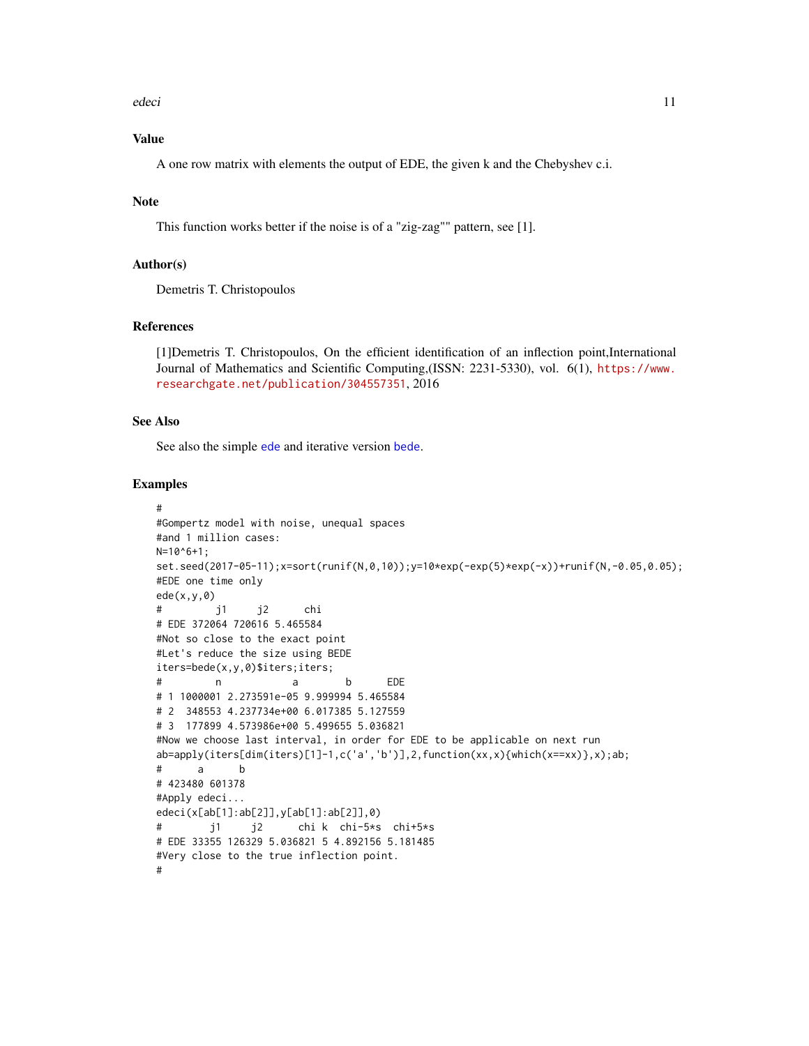## Value

A one row matrix with elements the output of EDE, the given k and the Chebyshev c.i.

## Note

This function works better if the noise is of a "zig-zag"" pattern, see [1].

## Author(s)

Demetris T. Christopoulos

## References

[1]Demetris T. Christopoulos, On the efficient identification of an inflection point,International Journal of Mathematics and Scientific Computing,(ISSN: 2231-5330), vol. 6(1), https://www.researchgate.net/publication/304557351, 2016

## See Also

See also the simple ede and iterative version bede.

## Examples

```
#
#Gompertz model with noise, unequal spaces
#and 1 million cases:
N=10^6+1;
set.seed(2017-05-11);x=sort(runif(N,0,10));y=10*exp(-exp(5)*exp(-x))+runif(N,-0.05,0.05);
#EDE one time only
ede(x,y,0)
#         j1     j2      chi
# EDE 372064 720616 5.465584
#Not so close to the exact point
#Let's reduce the size using BEDE
iters=bede(x,y,0)$iters;iters;
#         n           a        b      EDE
# 1 1000001 2.273591e-05 9.999994 5.465584
# 2  348553 4.237734e+00 6.017385 5.127559
# 3  177899 4.573986e+00 5.499655 5.036821
#Now we choose last interval, in order for EDE to be applicable on next run
ab=apply(iters[dim(iters)[1]-1,c('a','b')],2,function(xx,x){which(x==xx)},x);ab;
#      a      b
# 423480 601378
#Apply edeci...
edeci(x[ab[1]:ab[2]],y[ab[1]:ab[2]],0)
#        j1     j2      chi k  chi-5*s  chi+5*s
# EDE 33355 126329 5.036821 5 4.892156 5.181485
#Very close to the true inflection point.
#
```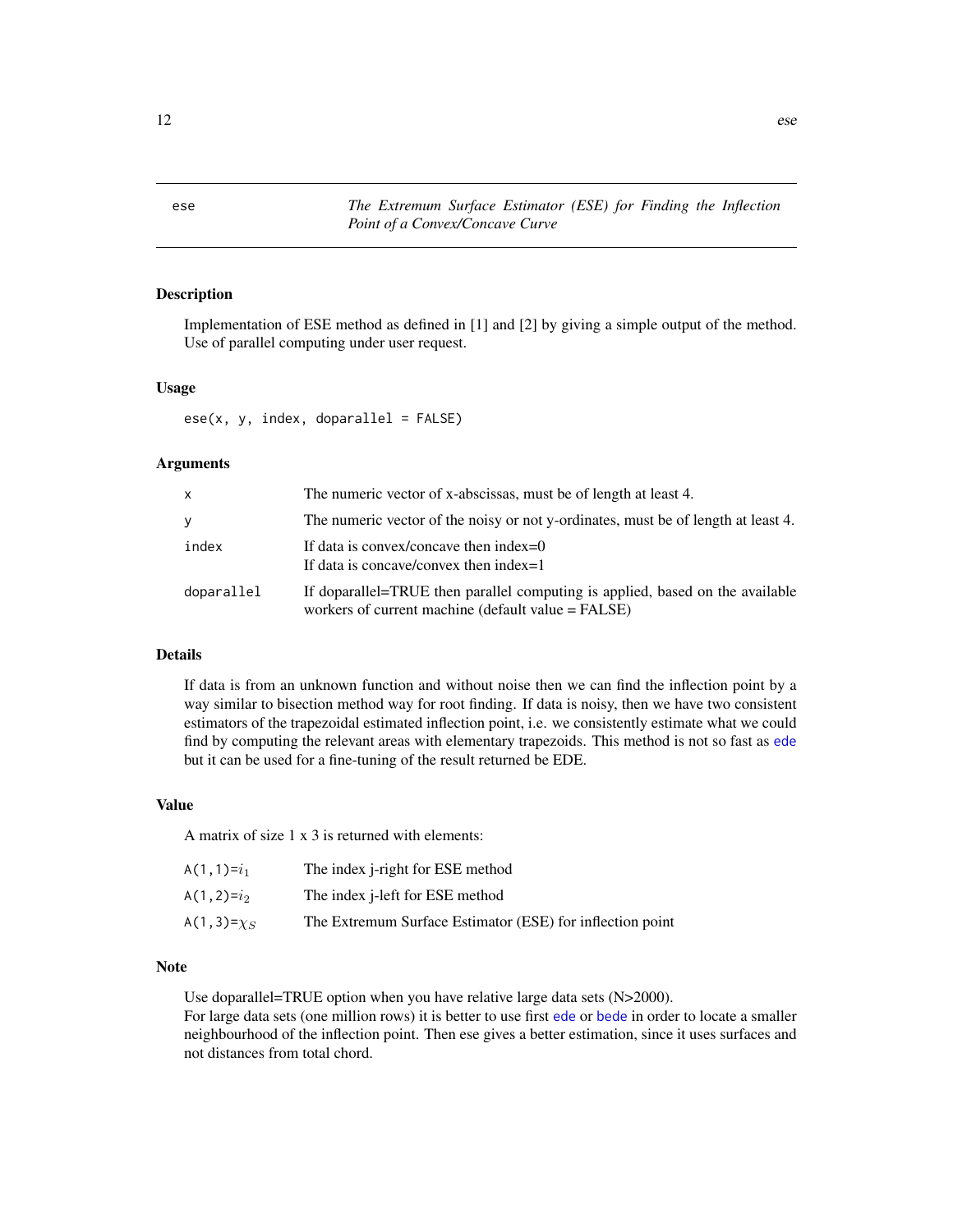## ese — *The Extremum Surface Estimator (ESE) for Finding the Inflection Point of a Convex/Concave Curve*

### Description

Implementation of ESE method as defined in [1] and [2] by giving a simple output of the method. Use of parallel computing under user request.

### Usage

```
ese(x, y, index, doparallel = FALSE)
```

### Arguments

| | |
|---|---|
| x | The numeric vector of x-abscissas, must be of length at least 4. |
| y | The numeric vector of the noisy or not y-ordinates, must be of length at least 4. |
| index | If data is convex/concave then index=0<br>If data is concave/convex then index=1 |
| doparallel | If doparallel=TRUE then parallel computing is applied, based on the available workers of current machine (default value = FALSE) |

### Details

If data is from an unknown function and without noise then we can find the inflection point by a way similar to bisection method way for root finding. If data is noisy, then we have two consistent estimators of the trapezoidal estimated inflection point, i.e. we consistently estimate what we could find by computing the relevant areas with elementary trapezoids. This method is not so fast as ede but it can be used for a fine-tuning of the result returned be EDE.

### Value

A matrix of size 1 x 3 is returned with elements:

| | |
|---|---|
| A(1,1)=$i_1$ | The index j-right for ESE method |
| A(1,2)=$i_2$ | The index j-left for ESE method |
| A(1,3)=$\chi_S$ | The Extremum Surface Estimator (ESE) for inflection point |

### Note

Use doparallel=TRUE option when you have relative large data sets (N>2000).
For large data sets (one million rows) it is better to use first ede or bede in order to locate a smaller neighbourhood of the inflection point. Then ese gives a better estimation, since it uses surfaces and not distances from total chord.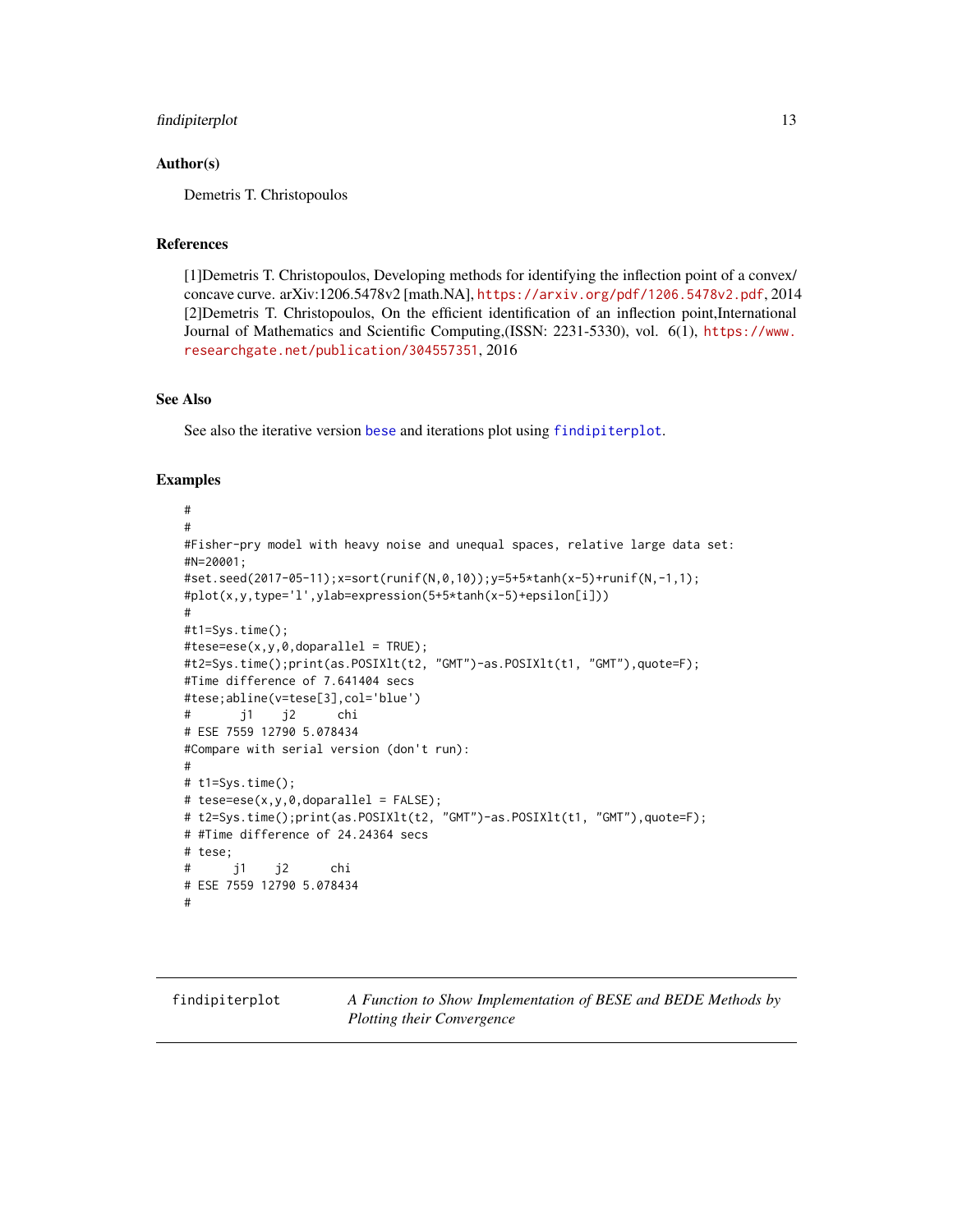### Author(s)

Demetris T. Christopoulos

### References

[1]Demetris T. Christopoulos, Developing methods for identifying the inflection point of a convex/concave curve. arXiv:1206.5478v2 [math.NA], https://arxiv.org/pdf/1206.5478v2.pdf, 2014
[2]Demetris T. Christopoulos, On the efficient identification of an inflection point,International Journal of Mathematics and Scientific Computing,(ISSN: 2231-5330), vol. 6(1), https://www.researchgate.net/publication/304557351, 2016

### See Also

See also the iterative version bese and iterations plot using findipiterplot.

### Examples

```
#
#
#Fisher-pry model with heavy noise and unequal spaces, relative large data set:
#N=20001;
#set.seed(2017-05-11);x=sort(runif(N,0,10));y=5+5*tanh(x-5)+runif(N,-1,1);
#plot(x,y,type='l',ylab=expression(5+5*tanh(x-5)+epsilon[i]))
#
#t1=Sys.time();
#tese=ese(x,y,0,doparallel = TRUE);
#t2=Sys.time();print(as.POSIXlt(t2, "GMT")-as.POSIXlt(t1, "GMT"),quote=F);
#Time difference of 7.641404 secs
#tese;abline(v=tese[3],col='blue')
#       j1    j2      chi
# ESE 7559 12790 5.078434
#Compare with serial version (don't run):
#
# t1=Sys.time();
# tese=ese(x,y,0,doparallel = FALSE);
# t2=Sys.time();print(as.POSIXlt(t2, "GMT")-as.POSIXlt(t1, "GMT"),quote=F);
# #Time difference of 24.24364 secs
# tese;
#      j1    j2      chi
# ESE 7559 12790 5.078434
#
```

---

## findipiterplot — *A Function to Show Implementation of BESE and BEDE Methods by Plotting their Convergence*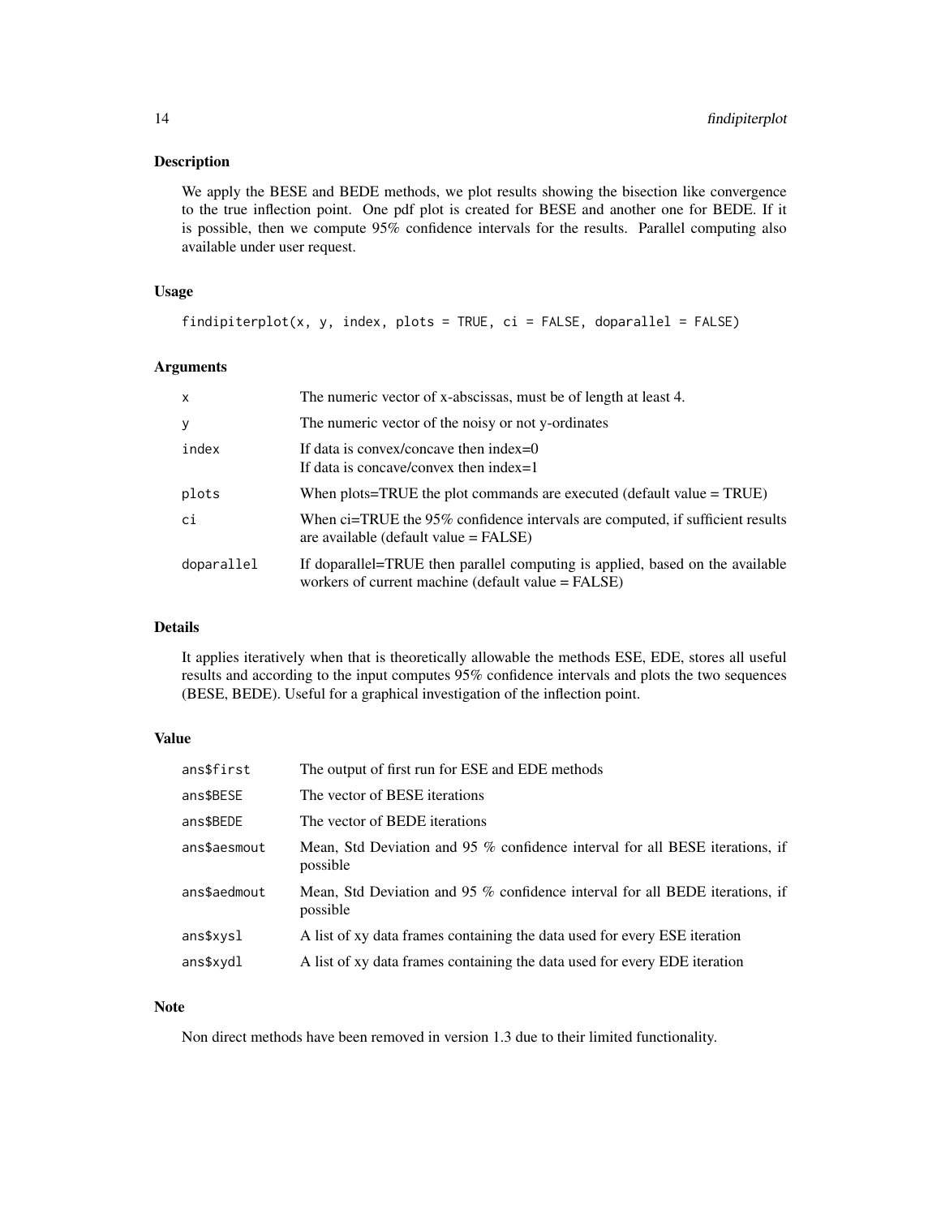## Description

We apply the BESE and BEDE methods, we plot results showing the bisection like convergence to the true inflection point. One pdf plot is created for BESE and another one for BEDE. If it is possible, then we compute 95% confidence intervals for the results. Parallel computing also available under user request.

## Usage

```
findipiterplot(x, y, index, plots = TRUE, ci = FALSE, doparallel = FALSE)
```

## Arguments

| | |
|---|---|
| `x` | The numeric vector of x-abscissas, must be of length at least 4. |
| `y` | The numeric vector of the noisy or not y-ordinates |
| `index` | If data is convex/concave then index=0<br>If data is concave/convex then index=1 |
| `plots` | When plots=TRUE the plot commands are executed (default value = TRUE) |
| `ci` | When ci=TRUE the 95% confidence intervals are computed, if sufficient results are available (default value = FALSE) |
| `doparallel` | If doparallel=TRUE then parallel computing is applied, based on the available workers of current machine (default value = FALSE) |

## Details

It applies iteratively when that is theoretically allowable the methods ESE, EDE, stores all useful results and according to the input computes 95% confidence intervals and plots the two sequences (BESE, BEDE). Useful for a graphical investigation of the inflection point.

## Value

| | |
|---|---|
| `ans$first` | The output of first run for ESE and EDE methods |
| `ans$BESE` | The vector of BESE iterations |
| `ans$BEDE` | The vector of BEDE iterations |
| `ans$aesmout` | Mean, Std Deviation and 95 % confidence interval for all BESE iterations, if possible |
| `ans$aedmout` | Mean, Std Deviation and 95 % confidence interval for all BEDE iterations, if possible |
| `ans$xysl` | A list of xy data frames containing the data used for every ESE iteration |
| `ans$xydl` | A list of xy data frames containing the data used for every EDE iteration |

## Note

Non direct methods have been removed in version 1.3 due to their limited functionality.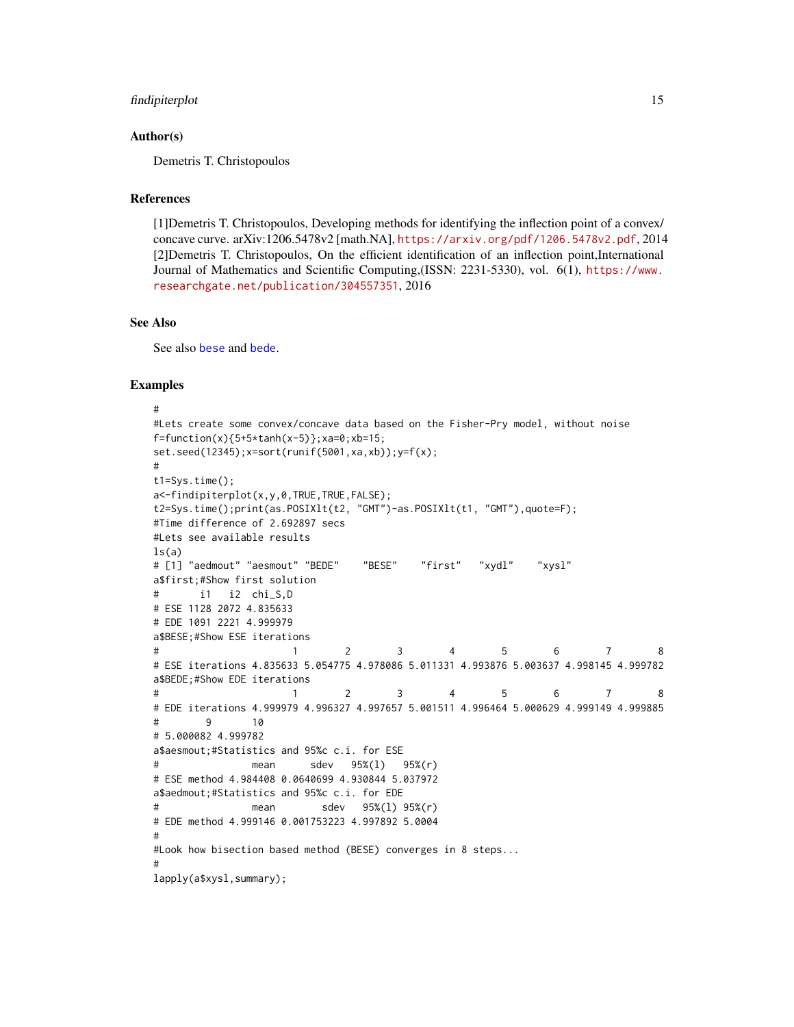### Author(s)

Demetris T. Christopoulos

### References

[1]Demetris T. Christopoulos, Developing methods for identifying the inflection point of a convex/concave curve. arXiv:1206.5478v2 [math.NA], https://arxiv.org/pdf/1206.5478v2.pdf, 2014
[2]Demetris T. Christopoulos, On the efficient identification of an inflection point,International Journal of Mathematics and Scientific Computing,(ISSN: 2231-5330), vol. 6(1), https://www.researchgate.net/publication/304557351, 2016

### See Also

See also bese and bede.

### Examples

```
#
#Lets create some convex/concave data based on the Fisher-Pry model, without noise
f=function(x){5+5*tanh(x-5)};xa=0;xb=15;
set.seed(12345);x=sort(runif(5001,xa,xb));y=f(x);
#
t1=Sys.time();
a<-findipiterplot(x,y,0,TRUE,TRUE,FALSE);
t2=Sys.time();print(as.POSIXlt(t2, "GMT")-as.POSIXlt(t1, "GMT"),quote=F);
#Time difference of 2.692897 secs
#Lets see available results
ls(a)
# [1] "aedmout" "aesmout" "BEDE"    "BESE"    "first"   "xydl"    "xysl"
a$first;#Show first solution
#       i1   i2  chi_S,D
# ESE 1128 2072 4.835633
# EDE 1091 2221 4.999979
a$BESE;#Show ESE iterations
#                      1        2        3        4        5        6        7        8
# ESE iterations 4.835633 5.054775 4.978086 5.011331 4.993876 5.003637 4.998145 4.999782
a$BEDE;#Show EDE iterations
#                      1        2        3        4        5        6        7        8
# EDE iterations 4.999979 4.996327 4.997657 5.001511 4.996464 5.000629 4.999149 4.999885
#        9       10
# 5.000082 4.999782
a$aesmout;#Statistics and 95%c c.i. for ESE
#                mean      sdev   95%(l)   95%(r)
# ESE method 4.984408 0.0640699 4.930844 5.037972
a$aedmout;#Statistics and 95%c c.i. for EDE
#                mean        sdev   95%(l) 95%(r)
# EDE method 4.999146 0.001753223 4.997892 5.0004
#
#Look how bisection based method (BESE) converges in 8 steps...
#
lapply(a$xysl,summary);
```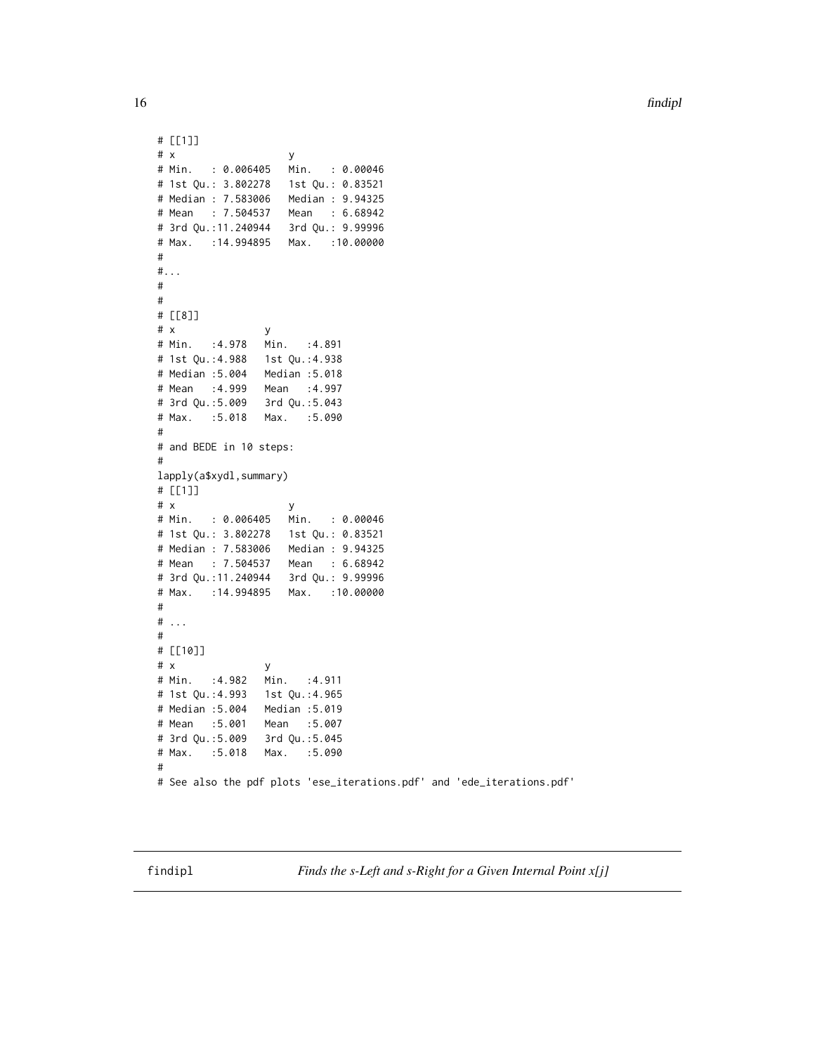```
# [[1]]
# x                   y
# Min.   : 0.006405   Min.   : 0.00046
# 1st Qu.: 3.802278   1st Qu.: 0.83521
# Median : 7.583006   Median : 9.94325
# Mean   : 7.504537   Mean   : 6.68942
# 3rd Qu.:11.240944   3rd Qu.: 9.99996
# Max.   :14.994895   Max.   :10.00000
#
#...
#
#
# [[8]]
# x               y
# Min.   :4.978   Min.   :4.891
# 1st Qu.:4.988   1st Qu.:4.938
# Median :5.004   Median :5.018
# Mean   :4.999   Mean   :4.997
# 3rd Qu.:5.009   3rd Qu.:5.043
# Max.   :5.018   Max.   :5.090
#
# and BEDE in 10 steps:
#
lapply(a$xydl,summary)
# [[1]]
# x                   y
# Min.   : 0.006405   Min.   : 0.00046
# 1st Qu.: 3.802278   1st Qu.: 0.83521
# Median : 7.583006   Median : 9.94325
# Mean   : 7.504537   Mean   : 6.68942
# 3rd Qu.:11.240944   3rd Qu.: 9.99996
# Max.   :14.994895   Max.   :10.00000
#
# ...
#
# [[10]]
# x               y
# Min.   :4.982   Min.   :4.911
# 1st Qu.:4.993   1st Qu.:4.965
# Median :5.004   Median :5.019
# Mean   :5.001   Mean   :5.007
# 3rd Qu.:5.009   3rd Qu.:5.045
# Max.   :5.018   Max.   :5.090
#
# See also the pdf plots 'ese_iterations.pdf' and 'ede_iterations.pdf'
```

## findipl *Finds the s-Left and s-Right for a Given Internal Point x[j]*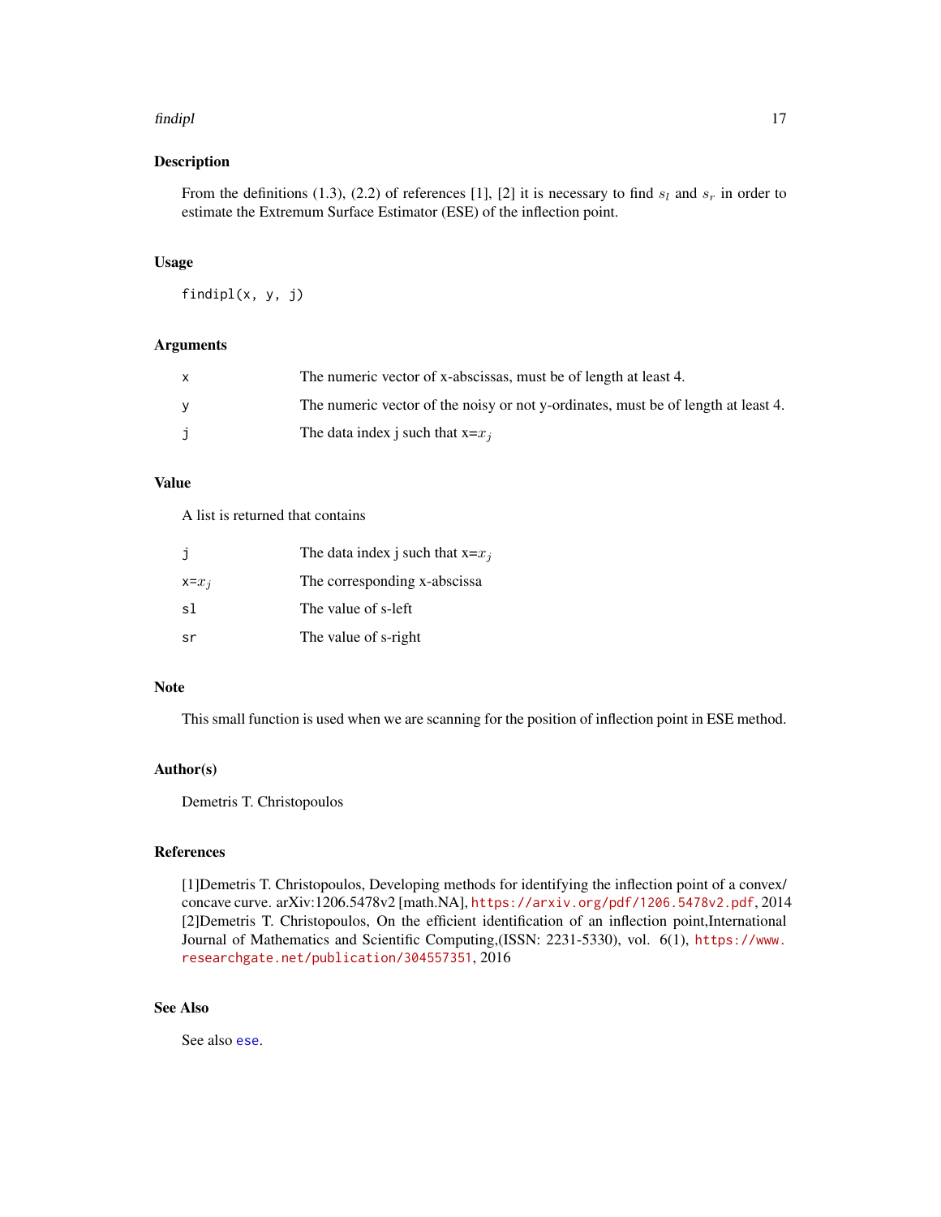### Description

From the definitions (1.3), (2.2) of references [1], [2] it is necessary to find $s_l$ and $s_r$ in order to estimate the Extremum Surface Estimator (ESE) of the inflection point.

### Usage

```
findipl(x, y, j)
```

### Arguments

| | |
|---|---|
| x | The numeric vector of x-abscissas, must be of length at least 4. |
| y | The numeric vector of the noisy or not y-ordinates, must be of length at least 4. |
| j | The data index j such that x=$x_j$ |

### Value

A list is returned that contains

| | |
|---|---|
| j | The data index j such that x=$x_j$ |
| x=$x_j$ | The corresponding x-abscissa |
| sl | The value of s-left |
| sr | The value of s-right |

### Note

This small function is used when we are scanning for the position of inflection point in ESE method.

### Author(s)

Demetris T. Christopoulos

### References

[1]Demetris T. Christopoulos, Developing methods for identifying the inflection point of a convex/concave curve. arXiv:1206.5478v2 [math.NA], https://arxiv.org/pdf/1206.5478v2.pdf, 2014
[2]Demetris T. Christopoulos, On the efficient identification of an inflection point,International Journal of Mathematics and Scientific Computing,(ISSN: 2231-5330), vol. 6(1), https://www.researchgate.net/publication/304557351, 2016

### See Also

See also ese.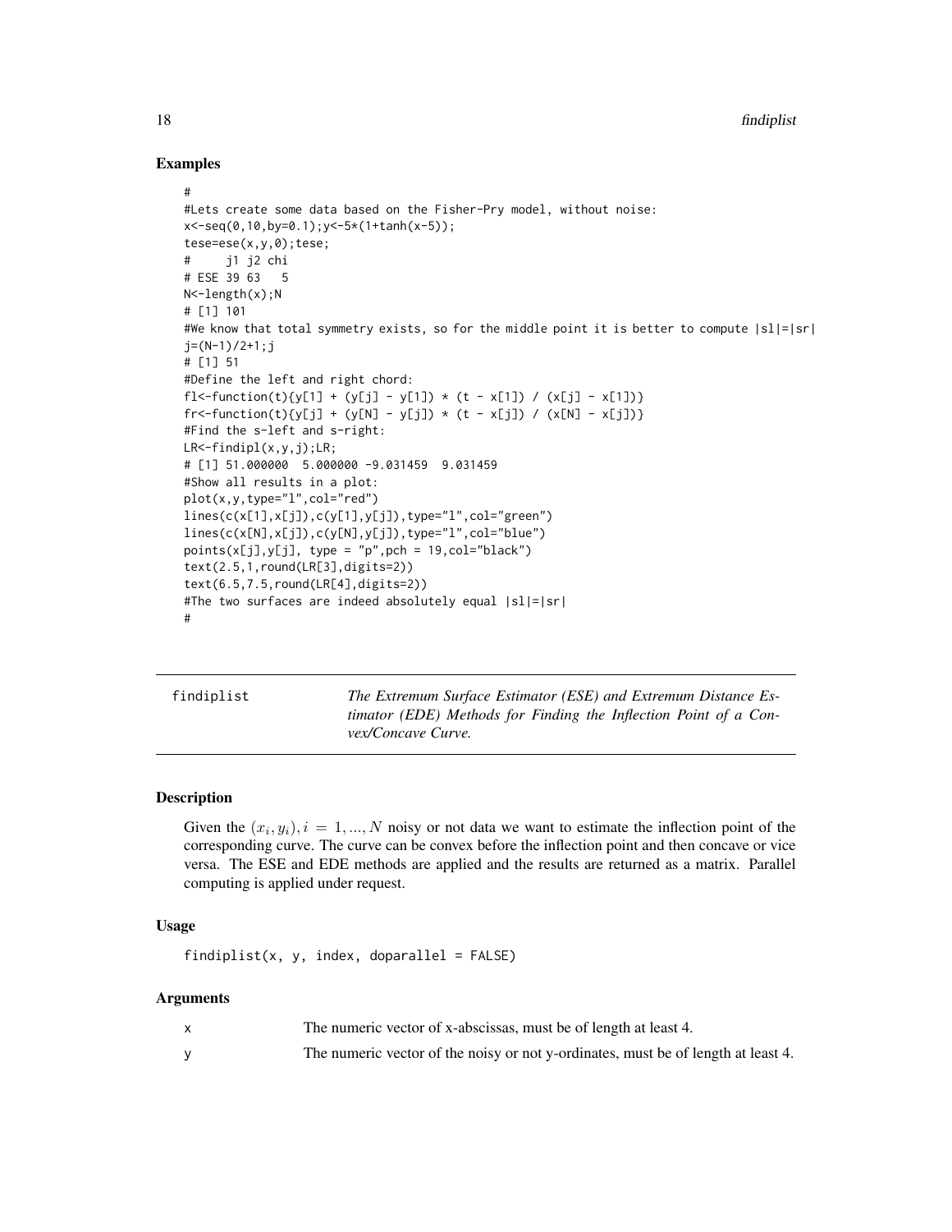## Examples

```
#
#Lets create some data based on the Fisher-Pry model, without noise:
x<-seq(0,10,by=0.1);y<-5*(1+tanh(x-5));
tese=ese(x,y,0);tese;
#     j1 j2 chi
# ESE 39 63   5
N<-length(x);N
# [1] 101
#We know that total symmetry exists, so for the middle point it is better to compute |sl|=|sr|
j=(N-1)/2+1;j
# [1] 51
#Define the left and right chord:
fl<-function(t){y[1] + (y[j] - y[1]) * (t - x[1]) / (x[j] - x[1])}
fr<-function(t){y[j] + (y[N] - y[j]) * (t - x[j]) / (x[N] - x[j])}
#Find the s-left and s-right:
LR<-findipl(x,y,j);LR;
# [1] 51.000000  5.000000 -9.031459  9.031459
#Show all results in a plot:
plot(x,y,type="l",col="red")
lines(c(x[1],x[j]),c(y[1],y[j]),type="l",col="green")
lines(c(x[N],x[j]),c(y[N],y[j]),type="l",col="blue")
points(x[j],y[j], type = "p",pch = 19,col="black")
text(2.5,1,round(LR[3],digits=2))
text(6.5,7.5,round(LR[4],digits=2))
#The two surfaces are indeed absolutely equal |sl|=|sr|
#
```

---

# findiplist

*The Extremum Surface Estimator (ESE) and Extremum Distance Estimator (EDE) Methods for Finding the Inflection Point of a Convex/Concave Curve.*

---

## Description

Given the $(x_i, y_i), i = 1, ..., N$ noisy or not data we want to estimate the inflection point of the corresponding curve. The curve can be convex before the inflection point and then concave or vice versa. The ESE and EDE methods are applied and the results are returned as a matrix. Parallel computing is applied under request.

## Usage

```
findiplist(x, y, index, doparallel = FALSE)
```

## Arguments

| | |
|---|---|
| x | The numeric vector of x-abscissas, must be of length at least 4. |
| y | The numeric vector of the noisy or not y-ordinates, must be of length at least 4. |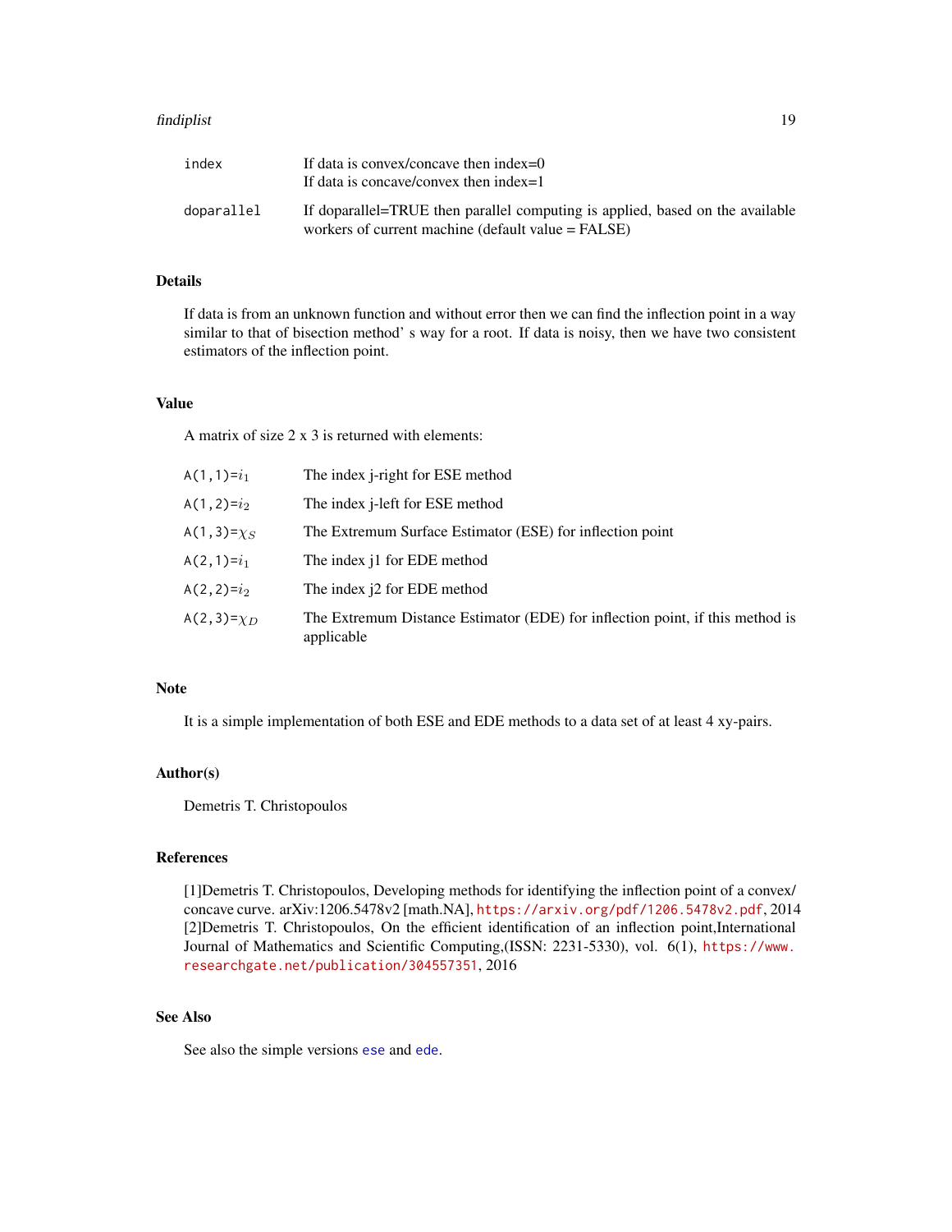| | |
|---|---|
| `index` | If data is convex/concave then index=0<br>If data is concave/convex then index=1 |
| `doparallel` | If doparallel=TRUE then parallel computing is applied, based on the available workers of current machine (default value = FALSE) |

### Details

If data is from an unknown function and without error then we can find the inflection point in a way similar to that of bisection method' s way for a root. If data is noisy, then we have two consistent estimators of the inflection point.

### Value

A matrix of size 2 x 3 is returned with elements:

| | |
|---|---|
| `A(1,1)=`$i_1$ | The index j-right for ESE method |
| `A(1,2)=`$i_2$ | The index j-left for ESE method |
| `A(1,3)=`$\chi_S$ | The Extremum Surface Estimator (ESE) for inflection point |
| `A(2,1)=`$i_1$ | The index j1 for EDE method |
| `A(2,2)=`$i_2$ | The index j2 for EDE method |
| `A(2,3)=`$\chi_D$ | The Extremum Distance Estimator (EDE) for inflection point, if this method is applicable |

### Note

It is a simple implementation of both ESE and EDE methods to a data set of at least 4 xy-pairs.

### Author(s)

Demetris T. Christopoulos

### References

[1]Demetris T. Christopoulos, Developing methods for identifying the inflection point of a convex/concave curve. arXiv:1206.5478v2 [math.NA], https://arxiv.org/pdf/1206.5478v2.pdf, 2014
[2]Demetris T. Christopoulos, On the efficient identification of an inflection point,International Journal of Mathematics and Scientific Computing,(ISSN: 2231-5330), vol. 6(1), https://www.researchgate.net/publication/304557351, 2016

### See Also

See also the simple versions `ese` and `ede`.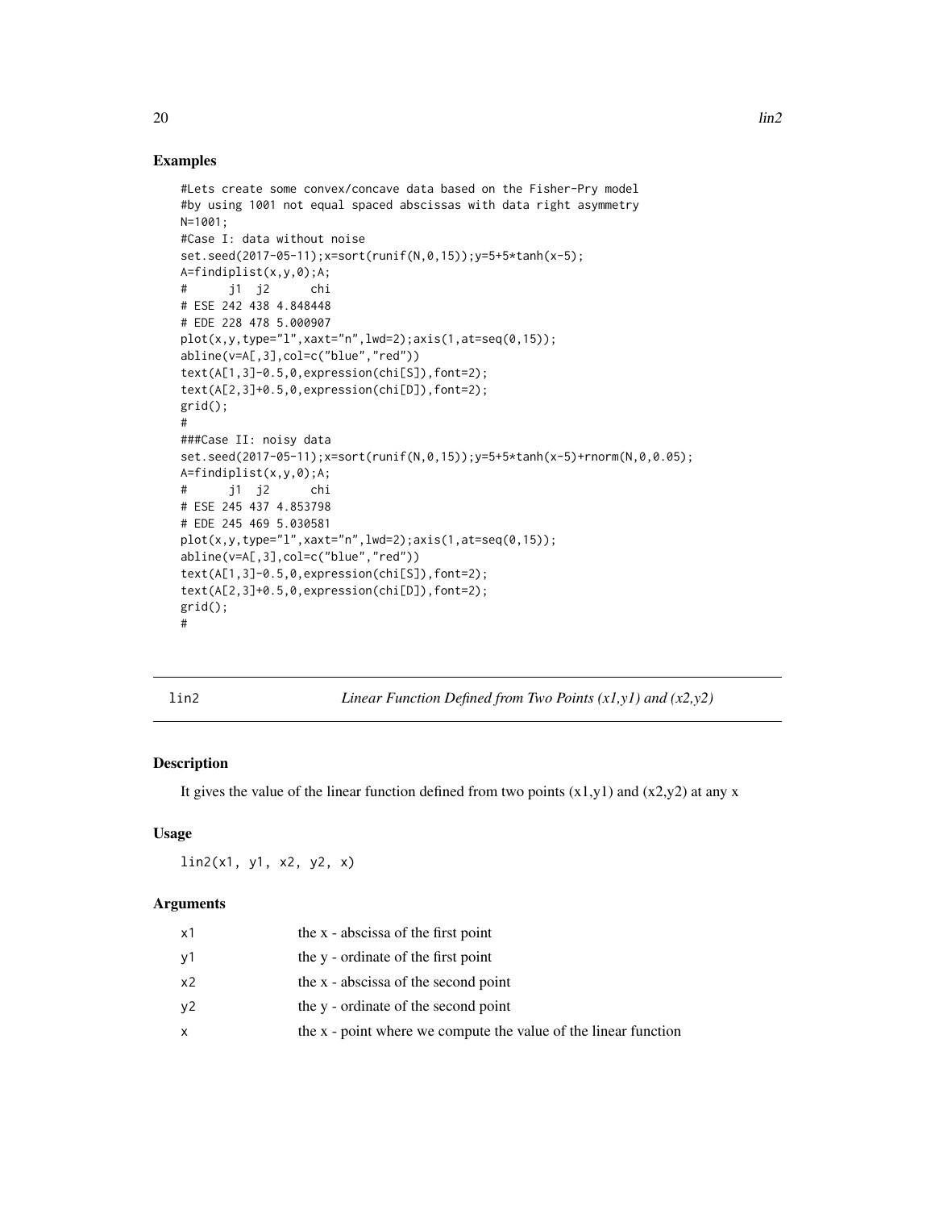## Examples

```
#Lets create some convex/concave data based on the Fisher-Pry model
#by using 1001 not equal spaced abscissas with data right asymmetry
N=1001;
#Case I: data without noise
set.seed(2017-05-11);x=sort(runif(N,0,15));y=5+5*tanh(x-5);
A=findiplist(x,y,0);A;
#      j1  j2      chi
# ESE 242 438 4.848448
# EDE 228 478 5.000907
plot(x,y,type="l",xaxt="n",lwd=2);axis(1,at=seq(0,15));
abline(v=A[,3],col=c("blue","red"))
text(A[1,3]-0.5,0,expression(chi[S]),font=2);
text(A[2,3]+0.5,0,expression(chi[D]),font=2);
grid();
#
###Case II: noisy data
set.seed(2017-05-11);x=sort(runif(N,0,15));y=5+5*tanh(x-5)+rnorm(N,0,0.05);
A=findiplist(x,y,0);A;
#      j1  j2      chi
# ESE 245 437 4.853798
# EDE 245 469 5.030581
plot(x,y,type="l",xaxt="n",lwd=2);axis(1,at=seq(0,15));
abline(v=A[,3],col=c("blue","red"))
text(A[1,3]-0.5,0,expression(chi[S]),font=2);
text(A[2,3]+0.5,0,expression(chi[D]),font=2);
grid();
#
```

---

## lin2 — *Linear Function Defined from Two Points (x1,y1) and (x2,y2)*

### Description

It gives the value of the linear function defined from two points (x1,y1) and (x2,y2) at any x

### Usage

```
lin2(x1, y1, x2, y2, x)
```

### Arguments

| | |
|---|---|
| x1 | the x - abscissa of the first point |
| y1 | the y - ordinate of the first point |
| x2 | the x - abscissa of the second point |
| y2 | the y - ordinate of the second point |
| x | the x - point where we compute the value of the linear function |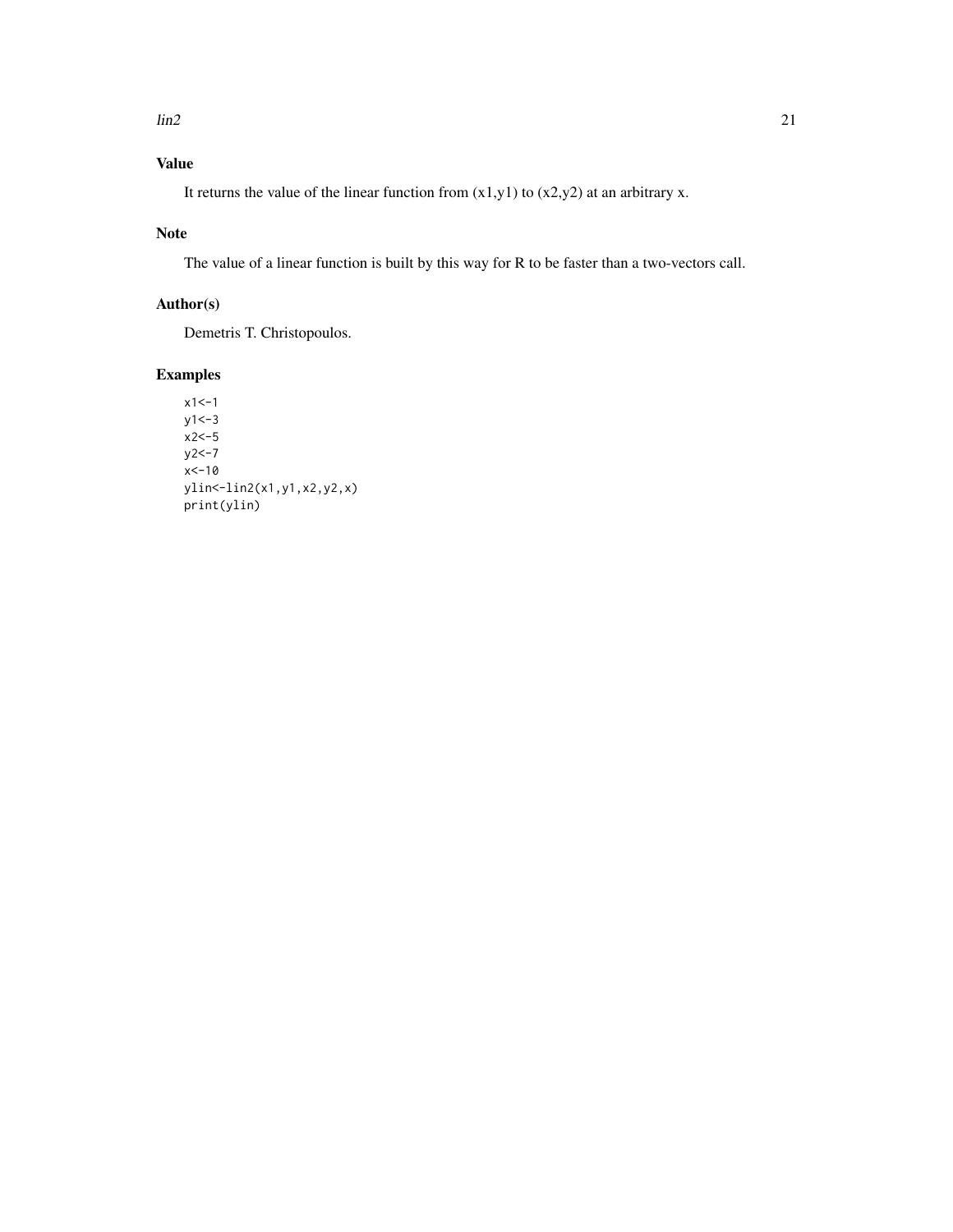## Value

It returns the value of the linear function from (x1,y1) to (x2,y2) at an arbitrary x.

## Note

The value of a linear function is built by this way for R to be faster than a two-vectors call.

## Author(s)

Demetris T. Christopoulos.

## Examples

```
x1<-1
y1<-3
x2<-5
y2<-7
x<-10
ylin<-lin2(x1,y1,x2,y2,x)
print(ylin)
```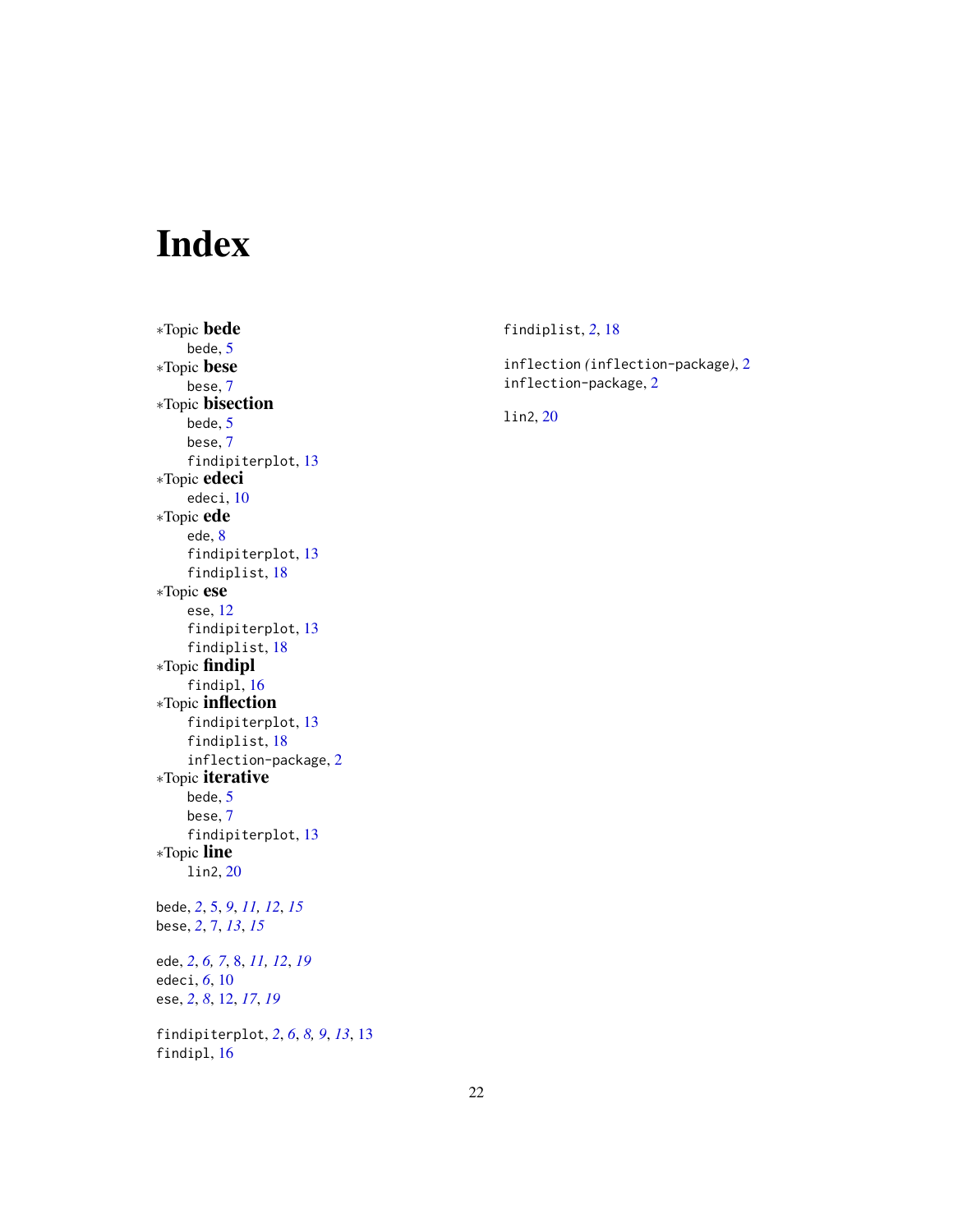# Index

*Topic **bede**
  bede, 5
*Topic **bese**
  bese, 7
*Topic **bisection**
  bede, 5
  bese, 7
  findipiterplot, 13
*Topic **edeci**
  edeci, 10
*Topic **ede**
  ede, 8
  findipiterplot, 13
  findiplist, 18
*Topic **ese**
  ese, 12
  findipiterplot, 13
  findiplist, 18
*Topic **findipl**
  findipl, 16
*Topic **inflection**
  findipiterplot, 13
  findiplist, 18
  inflection-package, 2
*Topic **iterative**
  bede, 5
  bese, 7
  findipiterplot, 13
*Topic **line**
  lin2, 20

bede, *2*, 5, *9*, *11, 12*, *15*
bese, *2*, 7, *13*, *15*

ede, *2*, *6, 7*, 8, *11, 12*, *19*
edeci, *6*, 10
ese, *2*, *8*, 12, *17*, *19*

findipiterplot, *2*, *6*, *8, 9*, *13*, 13
findipl, 16
findiplist, *2*, 18

inflection *(inflection-package)*, 2
inflection-package, 2

lin2, 20